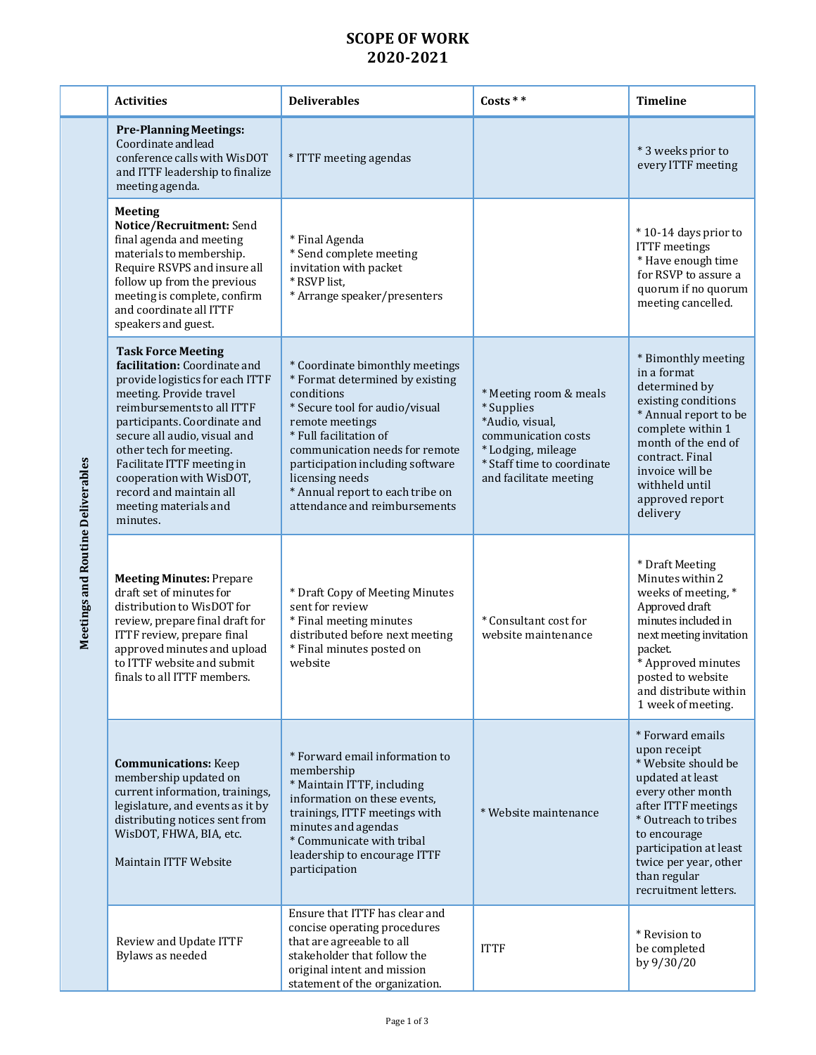# SCOPE OF WORK
# 2020-2021

| | Activities | Deliverables | Costs ** | Timeline |
|---|---|---|---|---|
| Meetings and Routine Deliverables | **Pre-Planning Meetings:** Coordinate and lead conference calls with WisDOT and ITTF leadership to finalize meeting agenda. | * ITTF meeting agendas | | * 3 weeks prior to every ITTF meeting |
| | **Meeting Notice/Recruitment:** Send final agenda and meeting materials to membership. Require RSVPS and insure all follow up from the previous meeting is complete, confirm and coordinate all ITTF speakers and guest. | * Final Agenda<br>* Send complete meeting invitation with packet<br>* RSVP list,<br>* Arrange speaker/presenters | | * 10-14 days prior to ITTF meetings<br>* Have enough time for RSVP to assure a quorum if no quorum meeting cancelled. |
| | **Task Force Meeting facilitation:** Coordinate and provide logistics for each ITTF meeting. Provide travel reimbursements to all ITTF participants. Coordinate and secure all audio, visual and other tech for meeting. Facilitate ITTF meeting in cooperation with WisDOT, record and maintain all meeting materials and minutes. | * Coordinate bimonthly meetings<br>* Format determined by existing conditions<br>* Secure tool for audio/visual remote meetings<br>* Full facilitation of communication needs for remote participation including software licensing needs<br>* Annual report to each tribe on attendance and reimbursements | * Meeting room & meals<br>* Supplies<br>*Audio, visual, communication costs<br>* Lodging, mileage<br>* Staff time to coordinate and facilitate meeting | * Bimonthly meeting in a format determined by existing conditions<br>* Annual report to be complete within 1 month of the end of contract. Final invoice will be withheld until approved report delivery |
| | **Meeting Minutes:** Prepare draft set of minutes for distribution to WisDOT for review, prepare final draft for ITTF review, prepare final approved minutes and upload to ITTF website and submit finals to all ITTF members. | * Draft Copy of Meeting Minutes sent for review<br>* Final meeting minutes distributed before next meeting<br>* Final minutes posted on website | * Consultant cost for website maintenance | * Draft Meeting Minutes within 2 weeks of meeting, * Approved draft minutes included in next meeting invitation packet.<br>* Approved minutes posted to website and distribute within 1 week of meeting. |
| | **Communications:** Keep membership updated on current information, trainings, legislature, and events as it by distributing notices sent from WisDOT, FHWA, BIA, etc.<br><br>Maintain ITTF Website | * Forward email information to membership<br>* Maintain ITTF, including information on these events, trainings, ITTF meetings with minutes and agendas<br>* Communicate with tribal leadership to encourage ITTF participation | * Website maintenance | * Forward emails upon receipt<br>* Website should be updated at least every other month after ITTF meetings<br>* Outreach to tribes to encourage participation at least twice per year, other than regular recruitment letters. |
| | Review and Update ITTF Bylaws as needed | Ensure that ITTF has clear and concise operating procedures that are agreeable to all stakeholder that follow the original intent and mission statement of the organization. | ITTF | * Revision to be completed by 9/30/20 |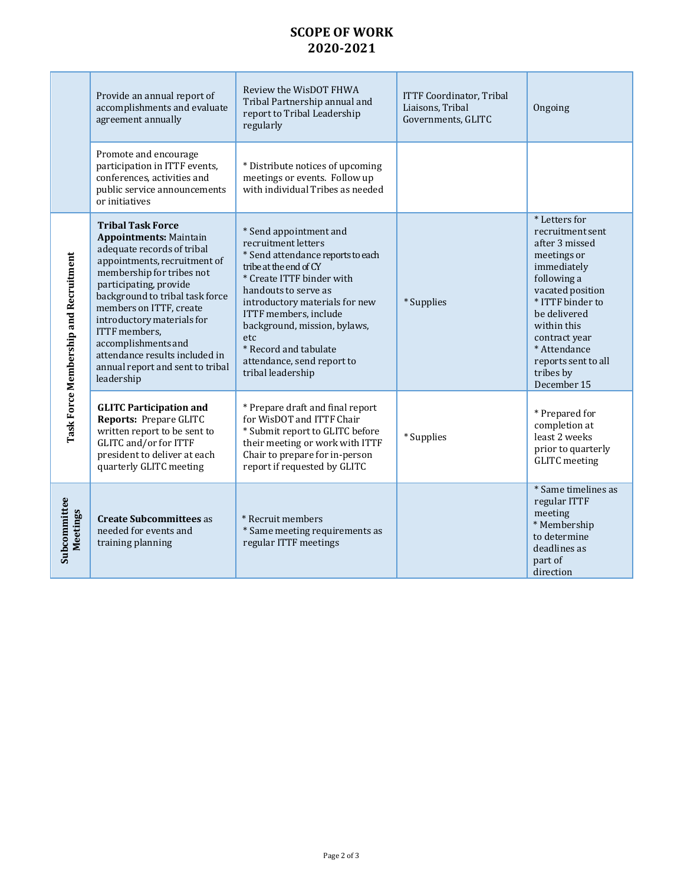# SCOPE OF WORK
# 2020-2021

| | | | | |
|---|---|---|---|---|
| | Provide an annual report of accomplishments and evaluate agreement annually | Review the WisDOT FHWA Tribal Partnership annual and report to Tribal Leadership regularly | ITTF Coordinator, Tribal Liaisons, Tribal Governments, GLITC | Ongoing |
| | Promote and encourage participation in ITTF events, conferences, activities and public service announcements or initiatives | * Distribute notices of upcoming meetings or events. Follow up with individual Tribes as needed | | |
| **Task Force Membership and Recruitment** | **Tribal Task Force Appointments:** Maintain adequate records of tribal appointments, recruitment of membership for tribes not participating, provide background to tribal task force members on ITTF, create introductory materials for ITTF members, accomplishments and attendance results included in annual report and sent to tribal leadership | * Send appointment and recruitment letters<br>* Send attendance reports to each tribe at the end of CY<br>* Create ITTF binder with handouts to serve as introductory materials for new ITTF members, include background, mission, bylaws, etc<br>* Record and tabulate attendance, send report to tribal leadership | * Supplies | * Letters for recruitment sent after 3 missed meetings or immediately following a vacated position<br>* ITTF binder to be delivered within this contract year<br>* Attendance reports sent to all tribes by December 15 |
| | **GLITC Participation and Reports:** Prepare GLITC written report to be sent to GLITC and/or for ITTF president to deliver at each quarterly GLITC meeting | * Prepare draft and final report for WisDOT and ITTF Chair<br>* Submit report to GLITC before their meeting or work with ITTF Chair to prepare for in-person report if requested by GLITC | * Supplies | * Prepared for completion at least 2 weeks prior to quarterly GLITC meeting |
| **Subcommittee Meetings** | **Create Subcommittees** as needed for events and training planning | * Recruit members<br>* Same meeting requirements as regular ITTF meetings | | * Same timelines as regular ITTF meeting<br>* Membership to determine deadlines as part of direction |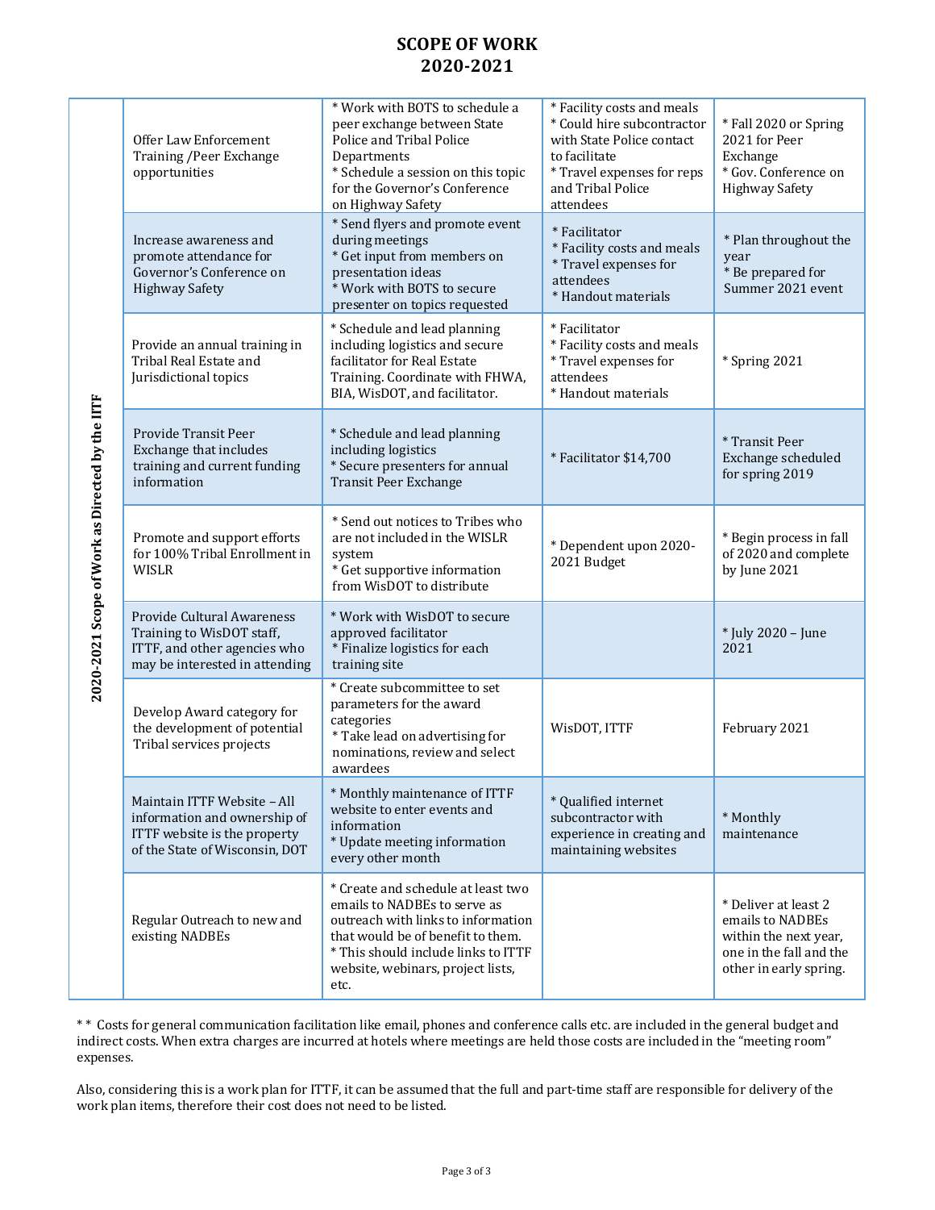# SCOPE OF WORK
# 2020-2021

| | | | | |
|---|---|---|---|---|
| 2020-2021 Scope of Work as Directed by the ITTF | Offer Law Enforcement Training /Peer Exchange opportunities | * Work with BOTS to schedule a peer exchange between State Police and Tribal Police Departments<br>* Schedule a session on this topic for the Governor's Conference on Highway Safety | * Facility costs and meals<br>* Could hire subcontractor with State Police contact to facilitate<br>* Travel expenses for reps and Tribal Police attendees | * Fall 2020 or Spring 2021 for Peer Exchange<br>* Gov. Conference on Highway Safety |
| | Increase awareness and promote attendance for Governor's Conference on Highway Safety | * Send flyers and promote event during meetings<br>* Get input from members on presentation ideas<br>* Work with BOTS to secure presenter on topics requested | * Facilitator<br>* Facility costs and meals<br>* Travel expenses for attendees<br>* Handout materials | * Plan throughout the year<br>* Be prepared for Summer 2021 event |
| | Provide an annual training in Tribal Real Estate and Jurisdictional topics | * Schedule and lead planning including logistics and secure facilitator for Real Estate Training. Coordinate with FHWA, BIA, WisDOT, and facilitator. | * Facilitator<br>* Facility costs and meals<br>* Travel expenses for attendees<br>* Handout materials | * Spring 2021 |
| | Provide Transit Peer Exchange that includes training and current funding information | * Schedule and lead planning including logistics<br>* Secure presenters for annual Transit Peer Exchange | * Facilitator $14,700 | * Transit Peer Exchange scheduled for spring 2019 |
| | Promote and support efforts for 100% Tribal Enrollment in WISLR | * Send out notices to Tribes who are not included in the WISLR system<br>* Get supportive information from WisDOT to distribute | * Dependent upon 2020-2021 Budget | * Begin process in fall of 2020 and complete by June 2021 |
| | Provide Cultural Awareness Training to WisDOT staff, ITTF, and other agencies who may be interested in attending | * Work with WisDOT to secure approved facilitator<br>* Finalize logistics for each training site | | * July 2020 – June 2021 |
| | Develop Award category for the development of potential Tribal services projects | * Create subcommittee to set parameters for the award categories<br>* Take lead on advertising for nominations, review and select awardees | WisDOT, ITTF | February 2021 |
| | Maintain ITTF Website – All information and ownership of ITTF website is the property of the State of Wisconsin, DOT | * Monthly maintenance of ITTF website to enter events and information<br>* Update meeting information every other month | * Qualified internet subcontractor with experience in creating and maintaining websites | * Monthly maintenance |
| | Regular Outreach to new and existing NADBEs | * Create and schedule at least two emails to NADBEs to serve as outreach with links to information that would be of benefit to them.<br>* This should include links to ITTF website, webinars, project lists, etc. | | * Deliver at least 2 emails to NADBEs within the next year, one in the fall and the other in early spring. |

** Costs for general communication facilitation like email, phones and conference calls etc. are included in the general budget and indirect costs. When extra charges are incurred at hotels where meetings are held those costs are included in the "meeting room" expenses.

Also, considering this is a work plan for ITTF, it can be assumed that the full and part-time staff are responsible for delivery of the work plan items, therefore their cost does not need to be listed.